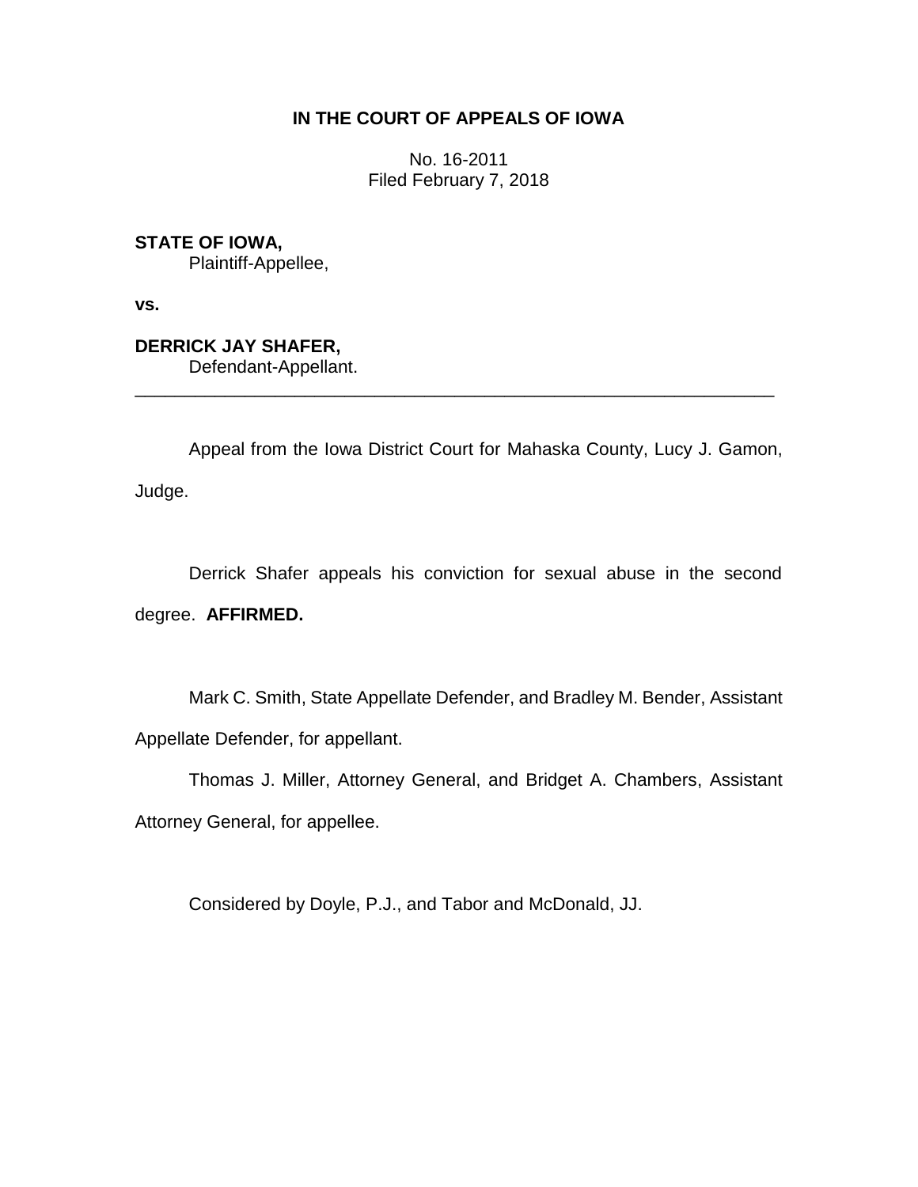# IN THE COURT OF APPEALS OF IOWA

No. 16-2011
Filed February 7, 2018

**STATE OF IOWA,**
Plaintiff-Appellee,

**vs.**

**DERRICK JAY SHAFER,**
Defendant-Appellant.

---

Appeal from the Iowa District Court for Mahaska County, Lucy J. Gamon, Judge.

Derrick Shafer appeals his conviction for sexual abuse in the second degree. **AFFIRMED.**

Mark C. Smith, State Appellate Defender, and Bradley M. Bender, Assistant Appellate Defender, for appellant.

Thomas J. Miller, Attorney General, and Bridget A. Chambers, Assistant Attorney General, for appellee.

Considered by Doyle, P.J., and Tabor and McDonald, JJ.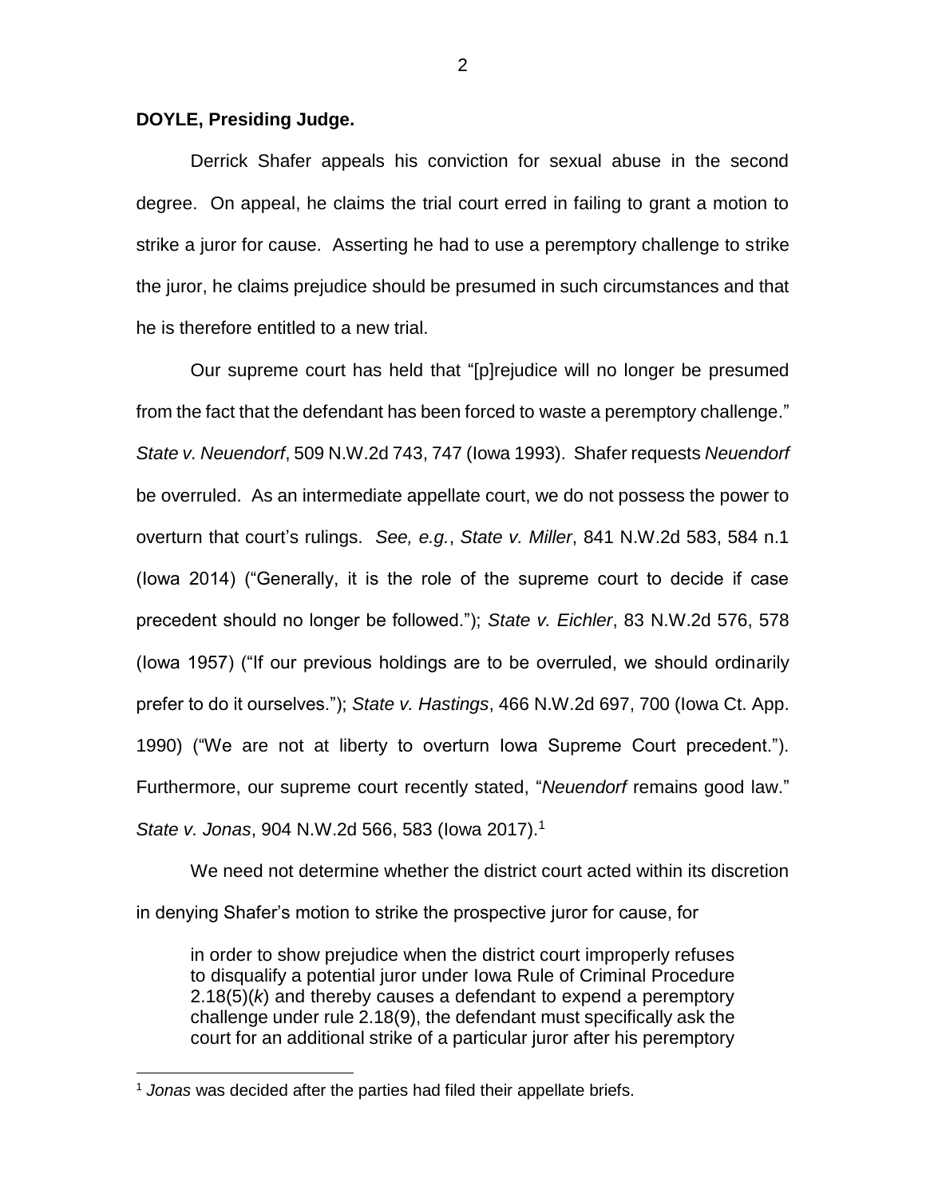**DOYLE, Presiding Judge.**

Derrick Shafer appeals his conviction for sexual abuse in the second degree. On appeal, he claims the trial court erred in failing to grant a motion to strike a juror for cause. Asserting he had to use a peremptory challenge to strike the juror, he claims prejudice should be presumed in such circumstances and that he is therefore entitled to a new trial.

Our supreme court has held that "[p]rejudice will no longer be presumed from the fact that the defendant has been forced to waste a peremptory challenge." *State v. Neuendorf*, 509 N.W.2d 743, 747 (Iowa 1993). Shafer requests *Neuendorf* be overruled. As an intermediate appellate court, we do not possess the power to overturn that court's rulings. *See, e.g.*, *State v. Miller*, 841 N.W.2d 583, 584 n.1 (Iowa 2014) ("Generally, it is the role of the supreme court to decide if case precedent should no longer be followed."); *State v. Eichler*, 83 N.W.2d 576, 578 (Iowa 1957) ("If our previous holdings are to be overruled, we should ordinarily prefer to do it ourselves."); *State v. Hastings*, 466 N.W.2d 697, 700 (Iowa Ct. App. 1990) ("We are not at liberty to overturn Iowa Supreme Court precedent."). Furthermore, our supreme court recently stated, "*Neuendorf* remains good law." *State v. Jonas*, 904 N.W.2d 566, 583 (Iowa 2017).[1]

We need not determine whether the district court acted within its discretion in denying Shafer's motion to strike the prospective juror for cause, for

> in order to show prejudice when the district court improperly refuses to disqualify a potential juror under Iowa Rule of Criminal Procedure 2.18(5)(*k*) and thereby causes a defendant to expend a peremptory challenge under rule 2.18(9), the defendant must specifically ask the court for an additional strike of a particular juror after his peremptory

[1] *Jonas* was decided after the parties had filed their appellate briefs.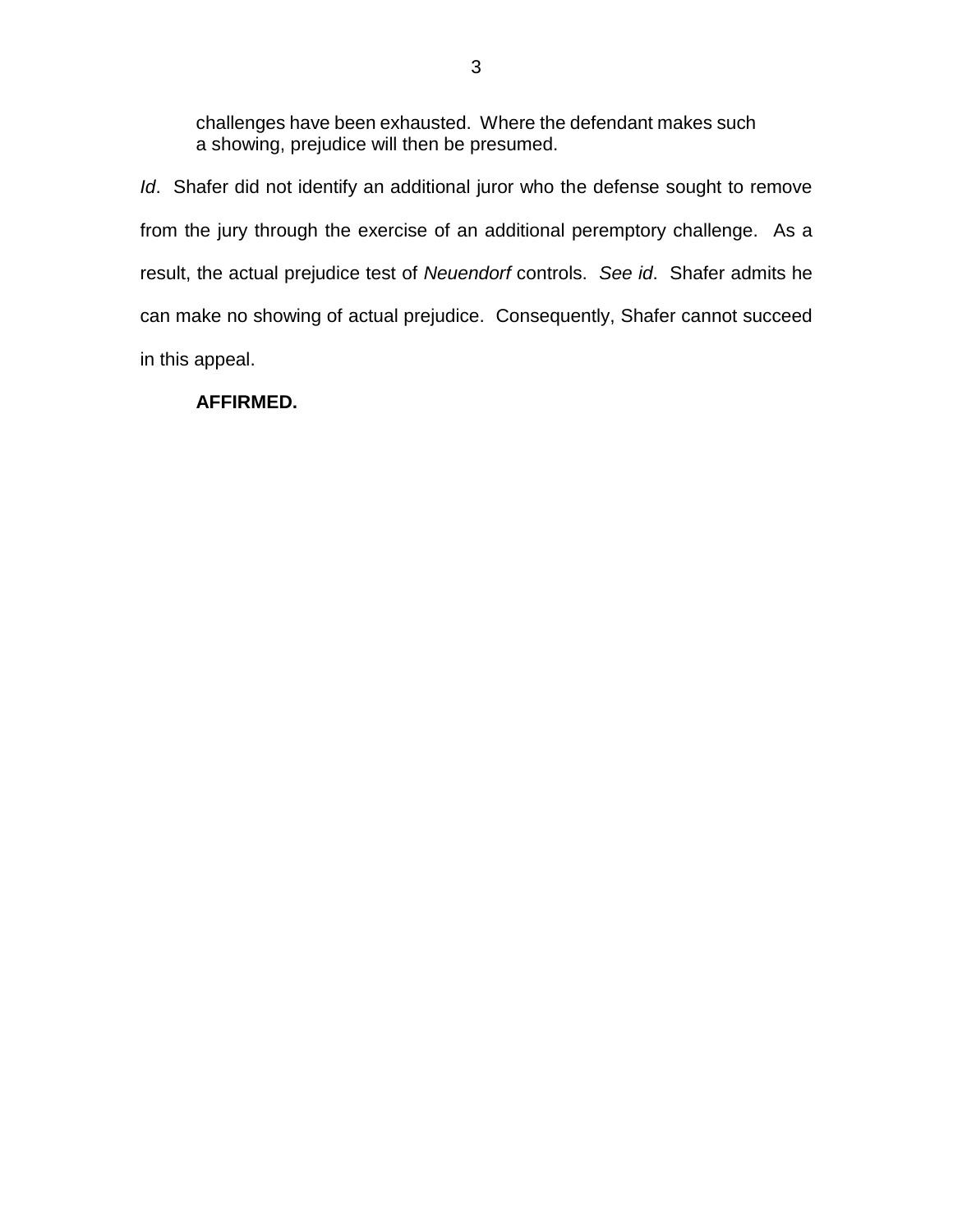> challenges have been exhausted. Where the defendant makes such a showing, prejudice will then be presumed.

*Id*. Shafer did not identify an additional juror who the defense sought to remove from the jury through the exercise of an additional peremptory challenge. As a result, the actual prejudice test of *Neuendorf* controls. *See id*. Shafer admits he can make no showing of actual prejudice. Consequently, Shafer cannot succeed in this appeal.

**AFFIRMED.**